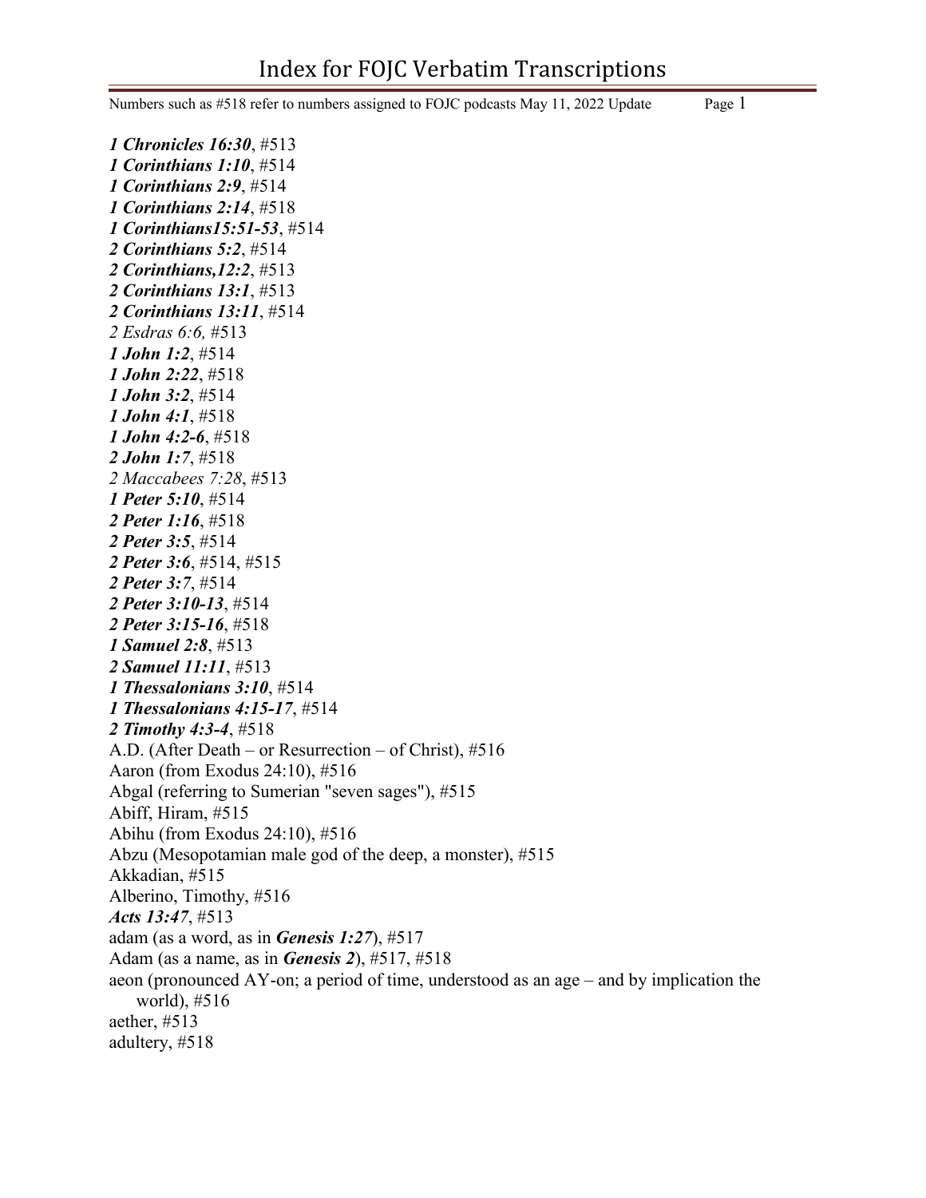# Index for FOJC Verbatim Transcriptions

Numbers such as #518 refer to numbers assigned to FOJC podcasts May 11, 2022 Update

***1 Chronicles 16:30***, #513
***1 Corinthians 1:10***, #514
***1 Corinthians 2:9***, #514
***1 Corinthians 2:14***, #518
***1 Corinthians15:51-53***, #514
***2 Corinthians 5:2***, #514
***2 Corinthians,12:2***, #513
***2 Corinthians 13:1***, #513
***2 Corinthians 13:11***, #514
*2 Esdras 6:6,* #513
***1 John 1:2***, #514
***1 John 2:22***, #518
***1 John 3:2***, #514
***1 John 4:1***, #518
***1 John 4:2-6***, #518
***2 John 1:7***, #518
*2 Maccabees 7:28*, #513
***1 Peter 5:10***, #514
***2 Peter 1:16***, #518
***2 Peter 3:5***, #514
***2 Peter 3:6***, #514, #515
***2 Peter 3:7***, #514
***2 Peter 3:10-13***, #514
***2 Peter 3:15-16***, #518
***1 Samuel 2:8***, #513
***2 Samuel 11:11***, #513
***1 Thessalonians 3:10***, #514
***1 Thessalonians 4:15-17***, #514
***2 Timothy 4:3-4***, #518
A.D. (After Death – or Resurrection – of Christ), #516
Aaron (from Exodus 24:10), #516
Abgal (referring to Sumerian "seven sages"), #515
Abiff, Hiram, #515
Abihu (from Exodus 24:10), #516
Abzu (Mesopotamian male god of the deep, a monster), #515
Akkadian, #515
Alberino, Timothy, #516
***Acts 13:47***, #513
adam (as a word, as in ***Genesis 1:27***), #517
Adam (as a name, as in ***Genesis 2***), #517, #518
aeon (pronounced AY-on; a period of time, understood as an age – and by implication the world), #516
aether, #513
adultery, #518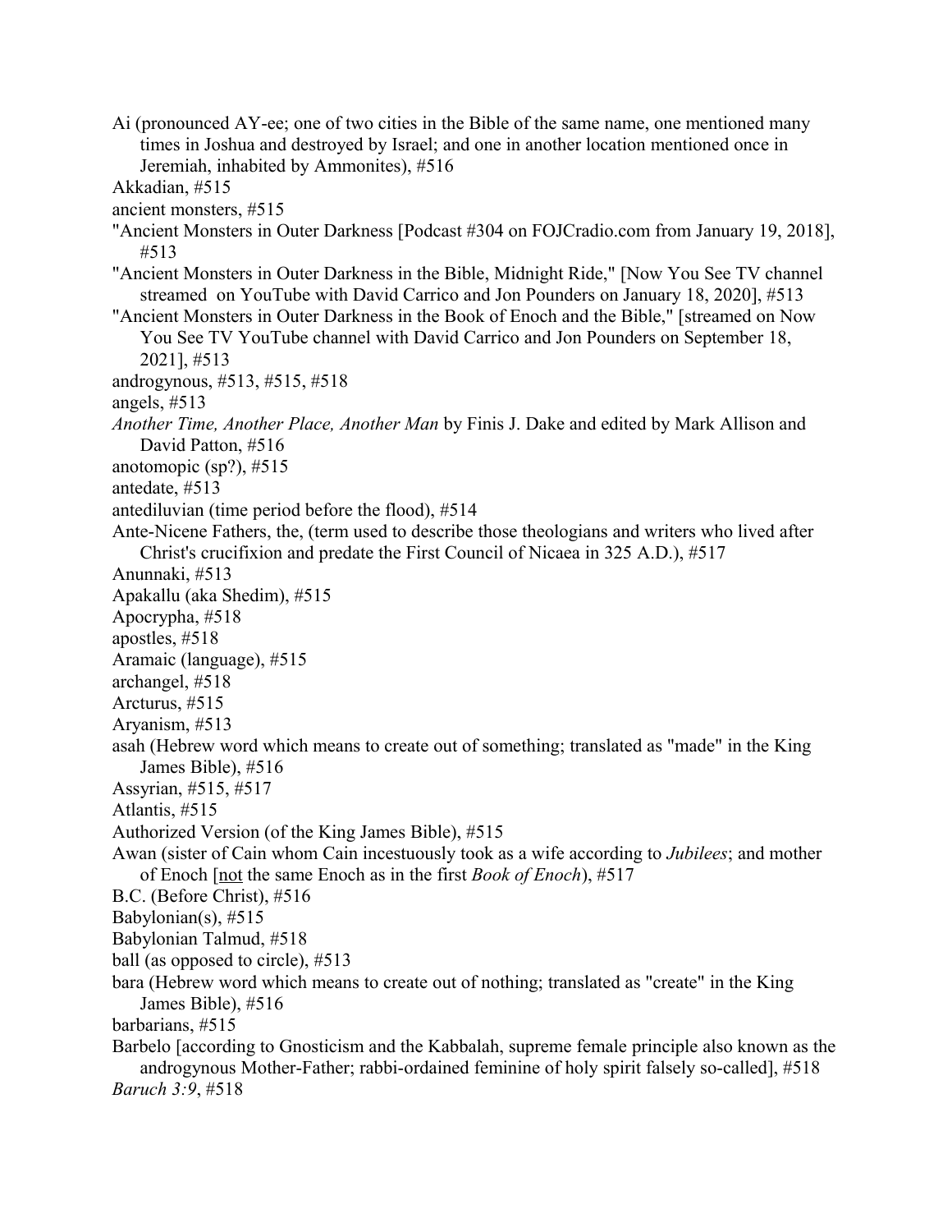Ai (pronounced AY-ee; one of two cities in the Bible of the same name, one mentioned many times in Joshua and destroyed by Israel; and one in another location mentioned once in Jeremiah, inhabited by Ammonites), #516

Akkadian, #515

ancient monsters, #515

"Ancient Monsters in Outer Darkness [Podcast #304 on FOJCradio.com from January 19, 2018], #513

"Ancient Monsters in Outer Darkness in the Bible, Midnight Ride," [Now You See TV channel streamed on YouTube with David Carrico and Jon Pounders on January 18, 2020], #513

"Ancient Monsters in Outer Darkness in the Book of Enoch and the Bible," [streamed on Now You See TV YouTube channel with David Carrico and Jon Pounders on September 18, 2021], #513

androgynous, #513, #515, #518

angels, #513

*Another Time, Another Place, Another Man* by Finis J. Dake and edited by Mark Allison and David Patton, #516

anotomopic (sp?), #515

antedate, #513

antediluvian (time period before the flood), #514

Ante-Nicene Fathers, the, (term used to describe those theologians and writers who lived after Christ's crucifixion and predate the First Council of Nicaea in 325 A.D.), #517

Anunnaki, #513

Apakallu (aka Shedim), #515

Apocrypha, #518

apostles, #518

Aramaic (language), #515

archangel, #518

Arcturus, #515

Aryanism, #513

asah (Hebrew word which means to create out of something; translated as "made" in the King James Bible), #516

Assyrian, #515, #517

Atlantis, #515

Authorized Version (of the King James Bible), #515

Awan (sister of Cain whom Cain incestuously took as a wife according to *Jubilees*; and mother of Enoch [not the same Enoch as in the first *Book of Enoch*), #517

B.C. (Before Christ), #516

Babylonian(s), #515

Babylonian Talmud, #518

ball (as opposed to circle), #513

bara (Hebrew word which means to create out of nothing; translated as "create" in the King James Bible), #516

barbarians, #515

Barbelo [according to Gnosticism and the Kabbalah, supreme female principle also known as the androgynous Mother-Father; rabbi-ordained feminine of holy spirit falsely so-called], #518

*Baruch 3:9*, #518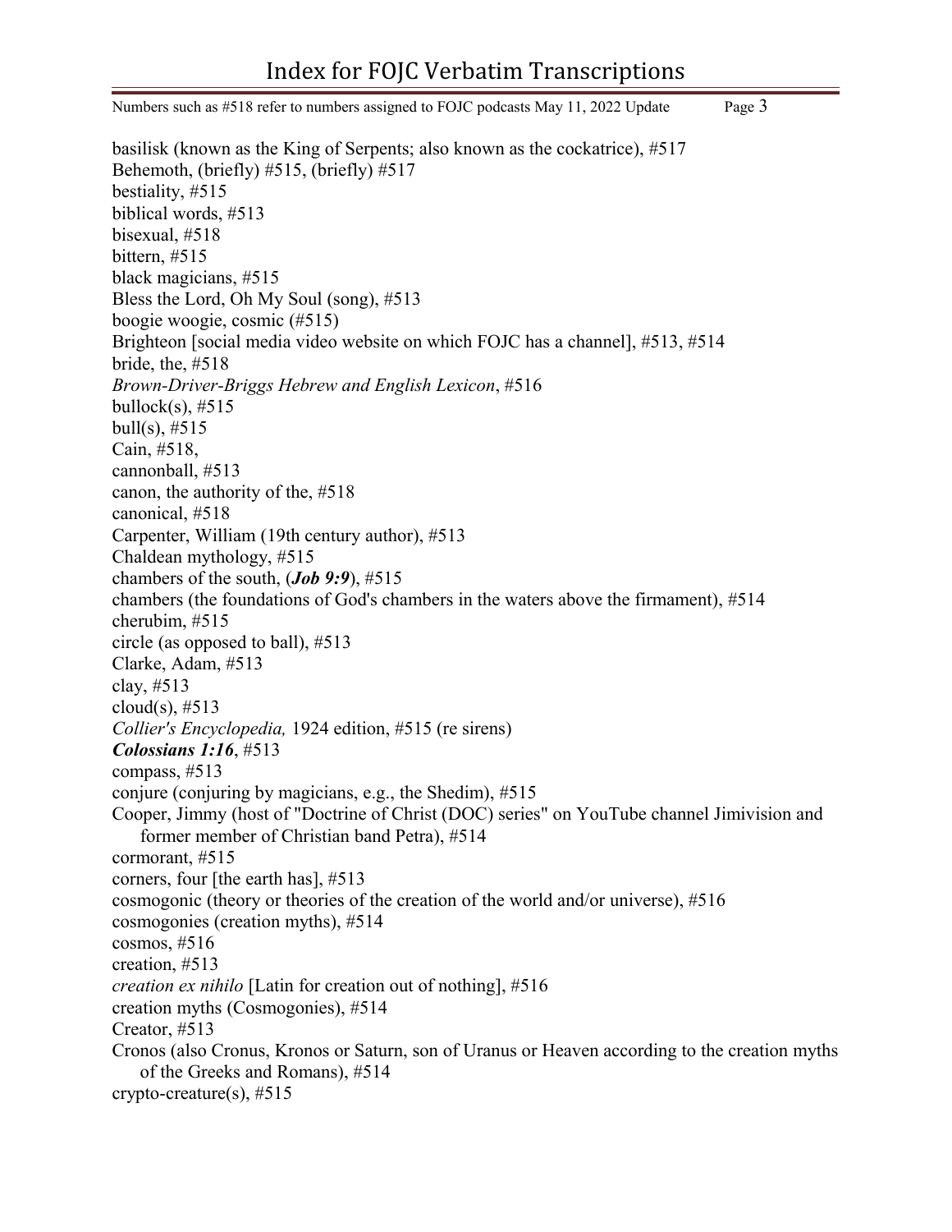basilisk (known as the King of Serpents; also known as the cockatrice), #517
Behemoth, (briefly) #515, (briefly) #517
bestiality, #515
biblical words, #513
bisexual, #518
bittern, #515
black magicians, #515
Bless the Lord, Oh My Soul (song), #513
boogie woogie, cosmic (#515)
Brighteon [social media video website on which FOJC has a channel], #513, #514
bride, the, #518
*Brown-Driver-Briggs Hebrew and English Lexicon*, #516
bullock(s), #515
bull(s), #515
Cain, #518,
cannonball, #513
canon, the authority of the, #518
canonical, #518
Carpenter, William (19th century author), #513
Chaldean mythology, #515
chambers of the south, (***Job 9:9***), #515
chambers (the foundations of God's chambers in the waters above the firmament), #514
cherubim, #515
circle (as opposed to ball), #513
Clarke, Adam, #513
clay, #513
cloud(s), #513
*Collier's Encyclopedia,* 1924 edition, #515 (re sirens)
***Colossians 1:16***, #513
compass, #513
conjure (conjuring by magicians, e.g., the Shedim), #515
Cooper, Jimmy (host of "Doctrine of Christ (DOC) series" on YouTube channel Jimivision and former member of Christian band Petra), #514
cormorant, #515
corners, four [the earth has], #513
cosmogonic (theory or theories of the creation of the world and/or universe), #516
cosmogonies (creation myths), #514
cosmos, #516
creation, #513
*creation ex nihilo* [Latin for creation out of nothing], #516
creation myths (Cosmogonies), #514
Creator, #513
Cronos (also Cronus, Kronos or Saturn, son of Uranus or Heaven according to the creation myths of the Greeks and Romans), #514
crypto-creature(s), #515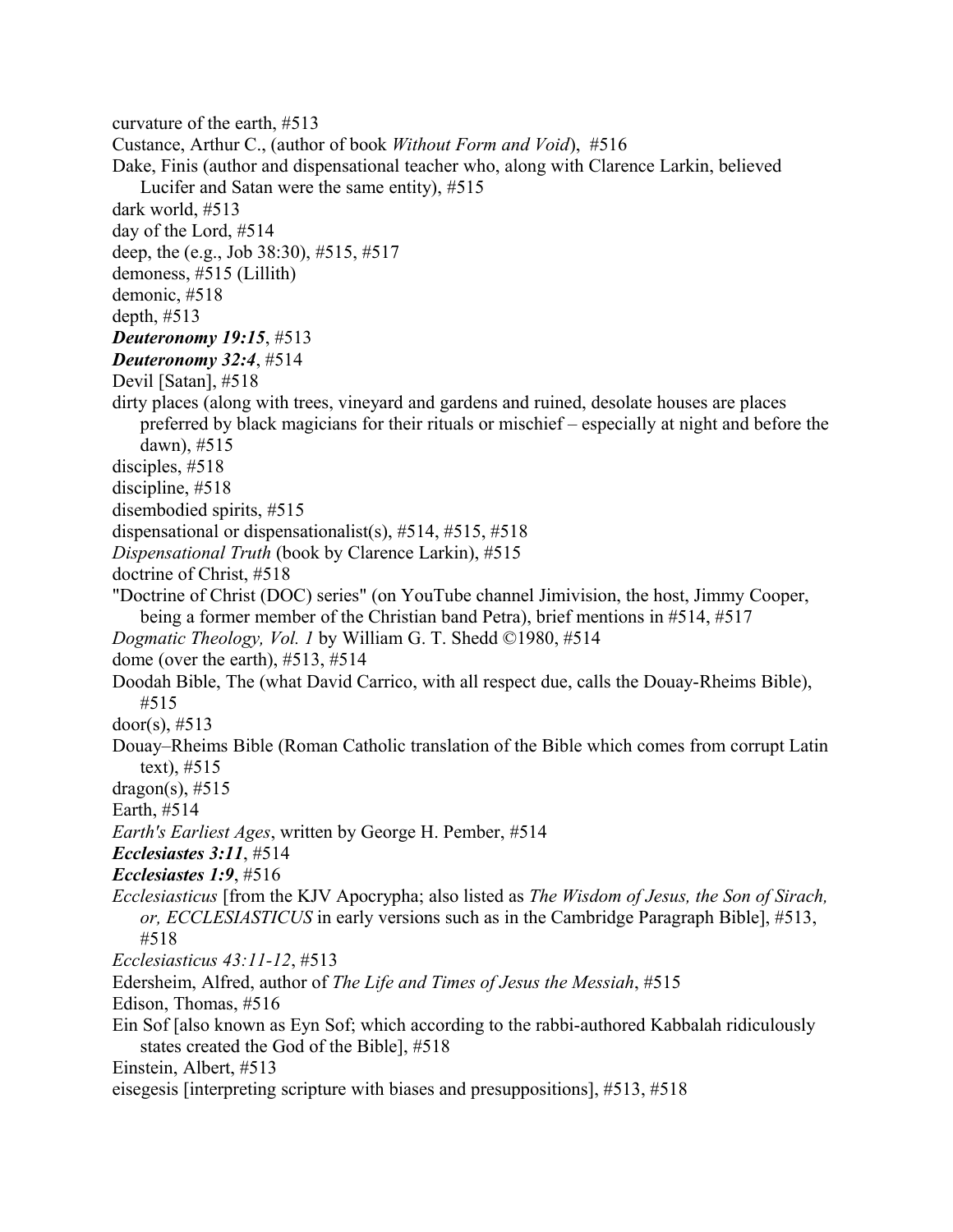curvature of the earth, #513

Custance, Arthur C., (author of book *Without Form and Void*), #516

Dake, Finis (author and dispensational teacher who, along with Clarence Larkin, believed Lucifer and Satan were the same entity), #515

dark world, #513

day of the Lord, #514

deep, the (e.g., Job 38:30), #515, #517

demoness, #515 (Lillith)

demonic, #518

depth, #513

***Deuteronomy 19:15***, #513

***Deuteronomy 32:4***, #514

Devil [Satan], #518

dirty places (along with trees, vineyard and gardens and ruined, desolate houses are places preferred by black magicians for their rituals or mischief – especially at night and before the dawn), #515

disciples, #518

discipline, #518

disembodied spirits, #515

dispensational or dispensationalist(s), #514, #515, #518

*Dispensational Truth* (book by Clarence Larkin), #515

doctrine of Christ, #518

"Doctrine of Christ (DOC) series" (on YouTube channel Jimivision, the host, Jimmy Cooper, being a former member of the Christian band Petra), brief mentions in #514, #517

*Dogmatic Theology, Vol. 1* by William G. T. Shedd ©1980, #514

dome (over the earth), #513, #514

Doodah Bible, The (what David Carrico, with all respect due, calls the Douay-Rheims Bible), #515

door(s), #513

Douay–Rheims Bible (Roman Catholic translation of the Bible which comes from corrupt Latin text), #515

dragon(s), #515

Earth, #514

*Earth's Earliest Ages*, written by George H. Pember, #514

***Ecclesiastes 3:11***, #514

***Ecclesiastes 1:9***, #516

*Ecclesiasticus* [from the KJV Apocrypha; also listed as *The Wisdom of Jesus, the Son of Sirach, or, ECCLESIASTICUS* in early versions such as in the Cambridge Paragraph Bible], #513, #518

*Ecclesiasticus 43:11-12*, #513

Edersheim, Alfred, author of *The Life and Times of Jesus the Messiah*, #515

Edison, Thomas, #516

Ein Sof [also known as Eyn Sof; which according to the rabbi-authored Kabbalah ridiculously states created the God of the Bible], #518

Einstein, Albert, #513

eisegesis [interpreting scripture with biases and presuppositions], #513, #518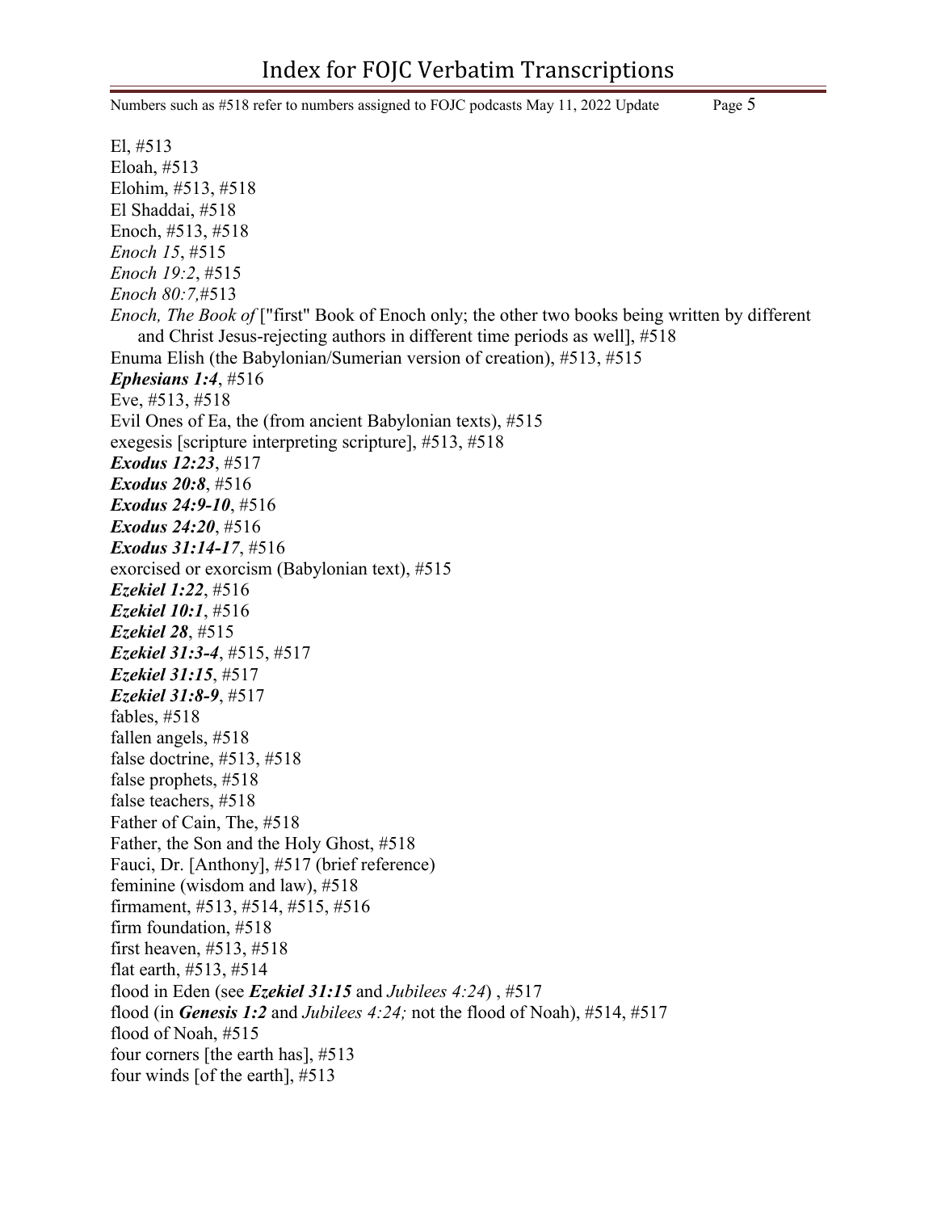El, #513
Eloah, #513
Elohim, #513, #518
El Shaddai, #518
Enoch, #513, #518
*Enoch 15*, #515
*Enoch 19:2*, #515
*Enoch 80:7,*#513
*Enoch, The Book of* ["first" Book of Enoch only; the other two books being written by different and Christ Jesus-rejecting authors in different time periods as well], #518
Enuma Elish (the Babylonian/Sumerian version of creation), #513, #515
***Ephesians 1:4***, #516
Eve, #513, #518
Evil Ones of Ea, the (from ancient Babylonian texts), #515
exegesis [scripture interpreting scripture], #513, #518
***Exodus 12:23***, #517
***Exodus 20:8***, #516
***Exodus 24:9-10***, #516
***Exodus 24:20***, #516
***Exodus 31:14-17***, #516
exorcised or exorcism (Babylonian text), #515
***Ezekiel 1:22***, #516
***Ezekiel 10:1***, #516
***Ezekiel 28***, #515
***Ezekiel 31:3-4***, #515, #517
***Ezekiel 31:15***, #517
***Ezekiel 31:8-9***, #517
fables, #518
fallen angels, #518
false doctrine, #513, #518
false prophets, #518
false teachers, #518
Father of Cain, The, #518
Father, the Son and the Holy Ghost, #518
Fauci, Dr. [Anthony], #517 (brief reference)
feminine (wisdom and law), #518
firmament, #513, #514, #515, #516
firm foundation, #518
first heaven, #513, #518
flat earth, #513, #514
flood in Eden (see ***Ezekiel 31:15*** and *Jubilees 4:24*) , #517
flood (in ***Genesis 1:2*** and *Jubilees 4:24;* not the flood of Noah), #514, #517
flood of Noah, #515
four corners [the earth has], #513
four winds [of the earth], #513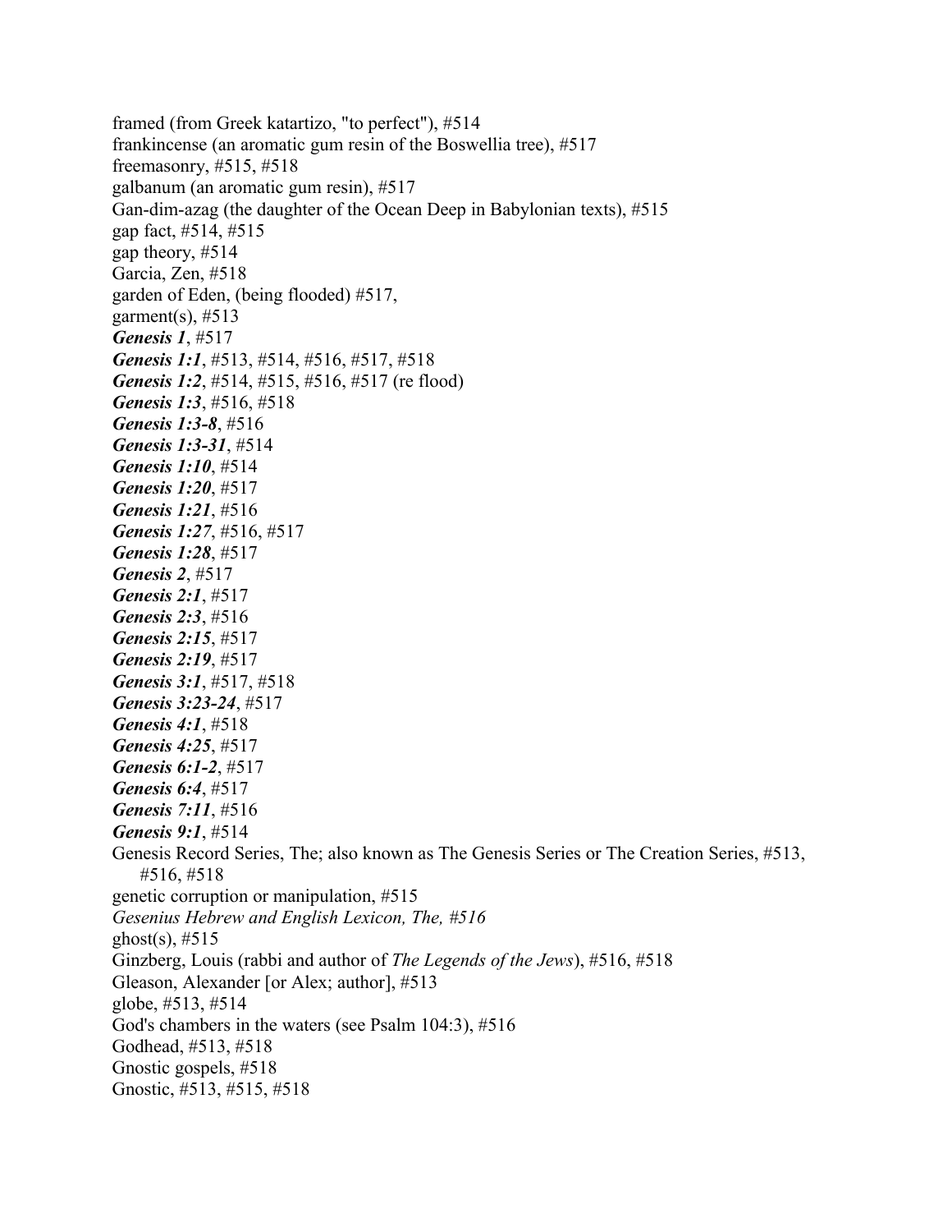framed (from Greek katartizo, "to perfect"), #514
frankincense (an aromatic gum resin of the Boswellia tree), #517
freemasonry, #515, #518
galbanum (an aromatic gum resin), #517
Gan-dim-azag (the daughter of the Ocean Deep in Babylonian texts), #515
gap fact, #514, #515
gap theory, #514
Garcia, Zen, #518
garden of Eden, (being flooded) #517,
garment(s), #513
***Genesis 1***, #517
***Genesis 1:1***, #513, #514, #516, #517, #518
***Genesis 1:2***, #514, #515, #516, #517 (re flood)
***Genesis 1:3***, #516, #518
***Genesis 1:3-8***, #516
***Genesis 1:3-31***, #514
***Genesis 1:10***, #514
***Genesis 1:20***, #517
***Genesis 1:21***, #516
***Genesis 1:27***, #516, #517
***Genesis 1:28***, #517
***Genesis 2***, #517
***Genesis 2:1***, #517
***Genesis 2:3***, #516
***Genesis 2:15***, #517
***Genesis 2:19***, #517
***Genesis 3:1***, #517, #518
***Genesis 3:23-24***, #517
***Genesis 4:1***, #518
***Genesis 4:25***, #517
***Genesis 6:1-2***, #517
***Genesis 6:4***, #517
***Genesis 7:11***, #516
***Genesis 9:1***, #514
Genesis Record Series, The; also known as The Genesis Series or The Creation Series, #513, #516, #518
genetic corruption or manipulation, #515
*Gesenius Hebrew and English Lexicon, The, #516*
ghost(s), #515
Ginzberg, Louis (rabbi and author of *The Legends of the Jews*), #516, #518
Gleason, Alexander [or Alex; author], #513
globe, #513, #514
God's chambers in the waters (see Psalm 104:3), #516
Godhead, #513, #518
Gnostic gospels, #518
Gnostic, #513, #515, #518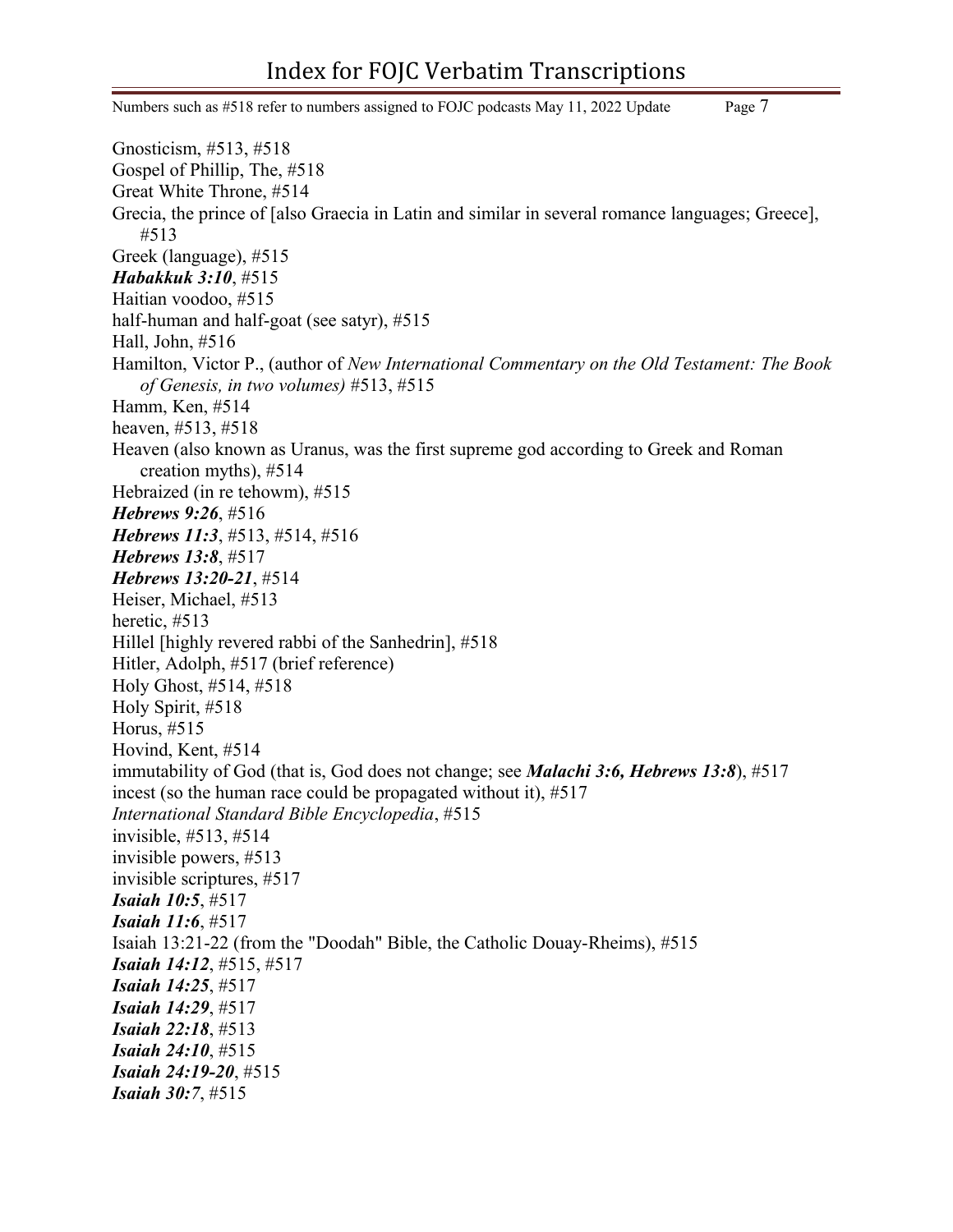Gnosticism, #513, #518
Gospel of Phillip, The, #518
Great White Throne, #514
Grecia, the prince of [also Graecia in Latin and similar in several romance languages; Greece], #513
Greek (language), #515
***Habakkuk 3:10***, #515
Haitian voodoo, #515
half-human and half-goat (see satyr), #515
Hall, John, #516
Hamilton, Victor P., (author of *New International Commentary on the Old Testament: The Book of Genesis, in two volumes)* #513, #515
Hamm, Ken, #514
heaven, #513, #518
Heaven (also known as Uranus, was the first supreme god according to Greek and Roman creation myths), #514
Hebraized (in re tehowm), #515
***Hebrews 9:26***, #516
***Hebrews 11:3***, #513, #514, #516
***Hebrews 13:8***, #517
***Hebrews 13:20-21***, #514
Heiser, Michael, #513
heretic, #513
Hillel [highly revered rabbi of the Sanhedrin], #518
Hitler, Adolph, #517 (brief reference)
Holy Ghost, #514, #518
Holy Spirit, #518
Horus, #515
Hovind, Kent, #514
immutability of God (that is, God does not change; see ***Malachi 3:6, Hebrews 13:8***), #517
incest (so the human race could be propagated without it), #517
*International Standard Bible Encyclopedia*, #515
invisible, #513, #514
invisible powers, #513
invisible scriptures, #517
***Isaiah 10:5***, #517
***Isaiah 11:6***, #517
Isaiah 13:21-22 (from the "Doodah" Bible, the Catholic Douay-Rheims), #515
***Isaiah 14:12***, #515, #517
***Isaiah 14:25***, #517
***Isaiah 14:29***, #517
***Isaiah 22:18***, #513
***Isaiah 24:10***, #515
***Isaiah 24:19-20***, #515
***Isaiah 30:7***, #515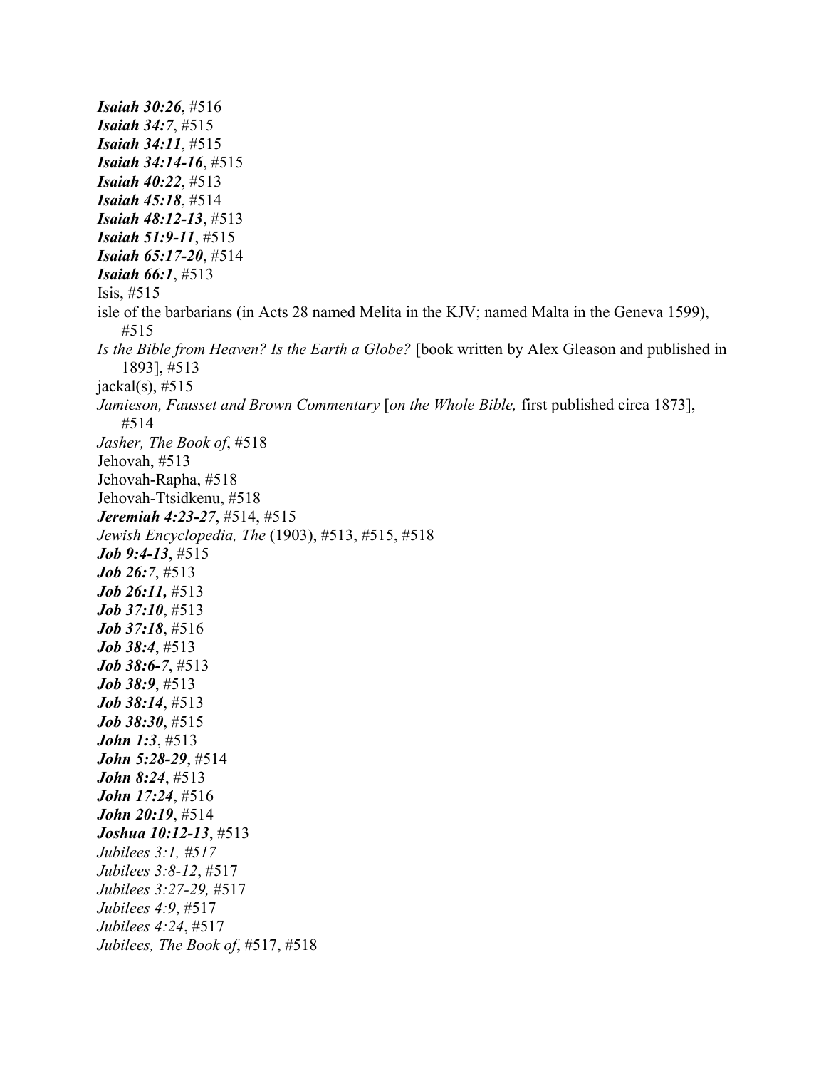***Isaiah 30:26***, #516  
***Isaiah 34:7***, #515  
***Isaiah 34:11***, #515  
***Isaiah 34:14-16***, #515  
***Isaiah 40:22***, #513  
***Isaiah 45:18***, #514  
***Isaiah 48:12-13***, #513  
***Isaiah 51:9-11***, #515  
***Isaiah 65:17-20***, #514  
***Isaiah 66:1***, #513  
Isis, #515  
isle of the barbarians (in Acts 28 named Melita in the KJV; named Malta in the Geneva 1599), #515  
*Is the Bible from Heaven? Is the Earth a Globe?* [book written by Alex Gleason and published in 1893], #513  
jackal(s), #515  
*Jamieson, Fausset and Brown Commentary* [*on the Whole Bible,* first published circa 1873], #514  
*Jasher, The Book of*, #518  
Jehovah, #513  
Jehovah-Rapha, #518  
Jehovah-Ttsidkenu, #518  
***Jeremiah 4:23-27***, #514, #515  
*Jewish Encyclopedia, The* (1903), #513, #515, #518  
***Job 9:4-13***, #515  
***Job 26:7***, #513  
***Job 26:11,*** #513  
***Job 37:10***, #513  
***Job 37:18***, #516  
***Job 38:4***, #513  
***Job 38:6-7***, #513  
***Job 38:9***, #513  
***Job 38:14***, #513  
***Job 38:30***, #515  
***John 1:3***, #513  
***John 5:28-29***, #514  
***John 8:24***, #513  
***John 17:24***, #516  
***John 20:19***, #514  
***Joshua 10:12-13***, #513  
*Jubilees 3:1, #517*  
*Jubilees 3:8-12*, #517  
*Jubilees 3:27-29,* #517  
*Jubilees 4:9*, #517  
*Jubilees 4:24*, #517  
*Jubilees, The Book of*, #517, #518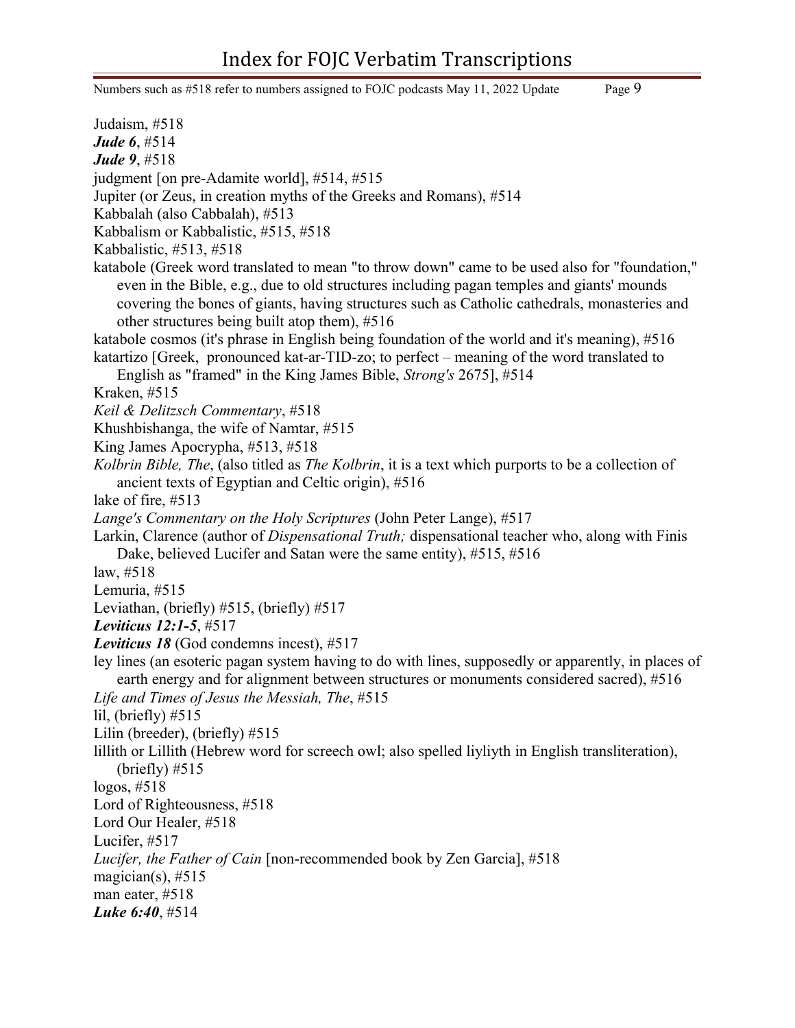Judaism, #518

***Jude 6***, #514

***Jude 9***, #518

judgment [on pre-Adamite world], #514, #515

Jupiter (or Zeus, in creation myths of the Greeks and Romans), #514

Kabbalah (also Cabbalah), #513

Kabbalism or Kabbalistic, #515, #518

Kabbalistic, #513, #518

katabole (Greek word translated to mean "to throw down" came to be used also for "foundation," even in the Bible, e.g., due to old structures including pagan temples and giants' mounds covering the bones of giants, having structures such as Catholic cathedrals, monasteries and other structures being built atop them), #516

katabole cosmos (it's phrase in English being foundation of the world and it's meaning), #516

katartizo [Greek, pronounced kat-ar-TID-zo; to perfect – meaning of the word translated to English as "framed" in the King James Bible, *Strong's* 2675], #514

Kraken, #515

*Keil & Delitzsch Commentary*, #518

Khushbishanga, the wife of Namtar, #515

King James Apocrypha, #513, #518

*Kolbrin Bible, The*, (also titled as *The Kolbrin*, it is a text which purports to be a collection of ancient texts of Egyptian and Celtic origin), #516

lake of fire, #513

*Lange's Commentary on the Holy Scriptures* (John Peter Lange), #517

Larkin, Clarence (author of *Dispensational Truth;* dispensational teacher who, along with Finis Dake, believed Lucifer and Satan were the same entity), #515, #516

law, #518

Lemuria, #515

Leviathan, (briefly) #515, (briefly) #517

***Leviticus 12:1-5***, #517

***Leviticus 18*** (God condemns incest), #517

ley lines (an esoteric pagan system having to do with lines, supposedly or apparently, in places of earth energy and for alignment between structures or monuments considered sacred), #516

*Life and Times of Jesus the Messiah, The*, #515

lil, (briefly) #515

Lilin (breeder), (briefly) #515

lillith or Lillith (Hebrew word for screech owl; also spelled liyliyth in English transliteration), (briefly) #515

logos, #518

Lord of Righteousness, #518

Lord Our Healer, #518

Lucifer, #517

*Lucifer, the Father of Cain* [non-recommended book by Zen Garcia], #518

magician(s), #515

man eater, #518

***Luke 6:40***, #514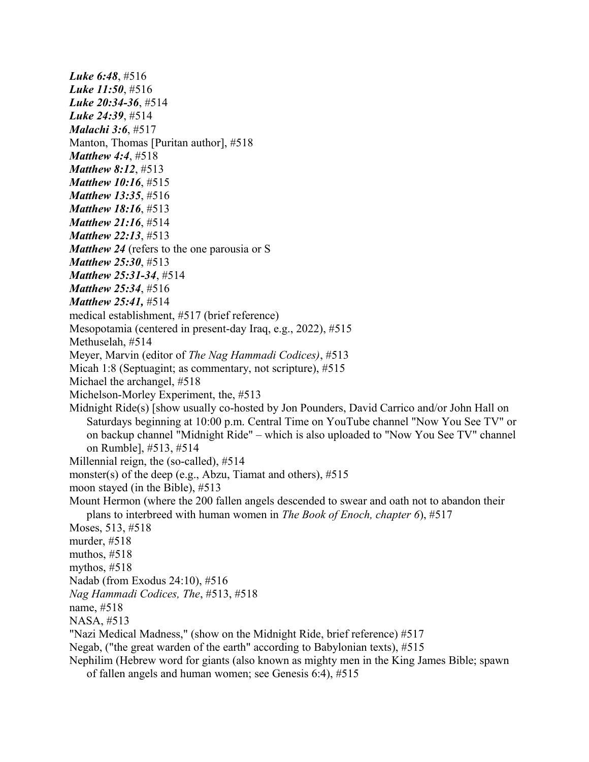***Luke 6:48***, #516
***Luke 11:50***, #516
***Luke 20:34-36***, #514
***Luke 24:39***, #514
***Malachi 3:6***, #517
Manton, Thomas [Puritan author], #518
***Matthew 4:4***, #518
***Matthew 8:12***, #513
***Matthew 10:16***, #515
***Matthew 13:35***, #516
***Matthew 18:16***, #513
***Matthew 21:16***, #514
***Matthew 22:13***, #513
***Matthew 24*** (refers to the one parousia or S
***Matthew 25:30***, #513
***Matthew 25:31-34***, #514
***Matthew 25:34***, #516
***Matthew 25:41,*** #514
medical establishment, #517 (brief reference)
Mesopotamia (centered in present-day Iraq, e.g., 2022), #515
Methuselah, #514
Meyer, Marvin (editor of *The Nag Hammadi Codices)*, #513
Micah 1:8 (Septuagint; as commentary, not scripture), #515
Michael the archangel, #518
Michelson-Morley Experiment, the, #513
Midnight Ride(s) [show usually co-hosted by Jon Pounders, David Carrico and/or John Hall on Saturdays beginning at 10:00 p.m. Central Time on YouTube channel "Now You See TV" or on backup channel "Midnight Ride" – which is also uploaded to "Now You See TV" channel on Rumble], #513, #514
Millennial reign, the (so-called), #514
monster(s) of the deep (e.g., Abzu, Tiamat and others), #515
moon stayed (in the Bible), #513
Mount Hermon (where the 200 fallen angels descended to swear and oath not to abandon their plans to interbreed with human women in *The Book of Enoch, chapter 6*), #517
Moses, 513, #518
murder, #518
muthos, #518
mythos, #518
Nadab (from Exodus 24:10), #516
*Nag Hammadi Codices, The*, #513, #518
name, #518
NASA, #513
"Nazi Medical Madness," (show on the Midnight Ride, brief reference) #517
Negab, ("the great warden of the earth" according to Babylonian texts), #515
Nephilim (Hebrew word for giants (also known as mighty men in the King James Bible; spawn of fallen angels and human women; see Genesis 6:4), #515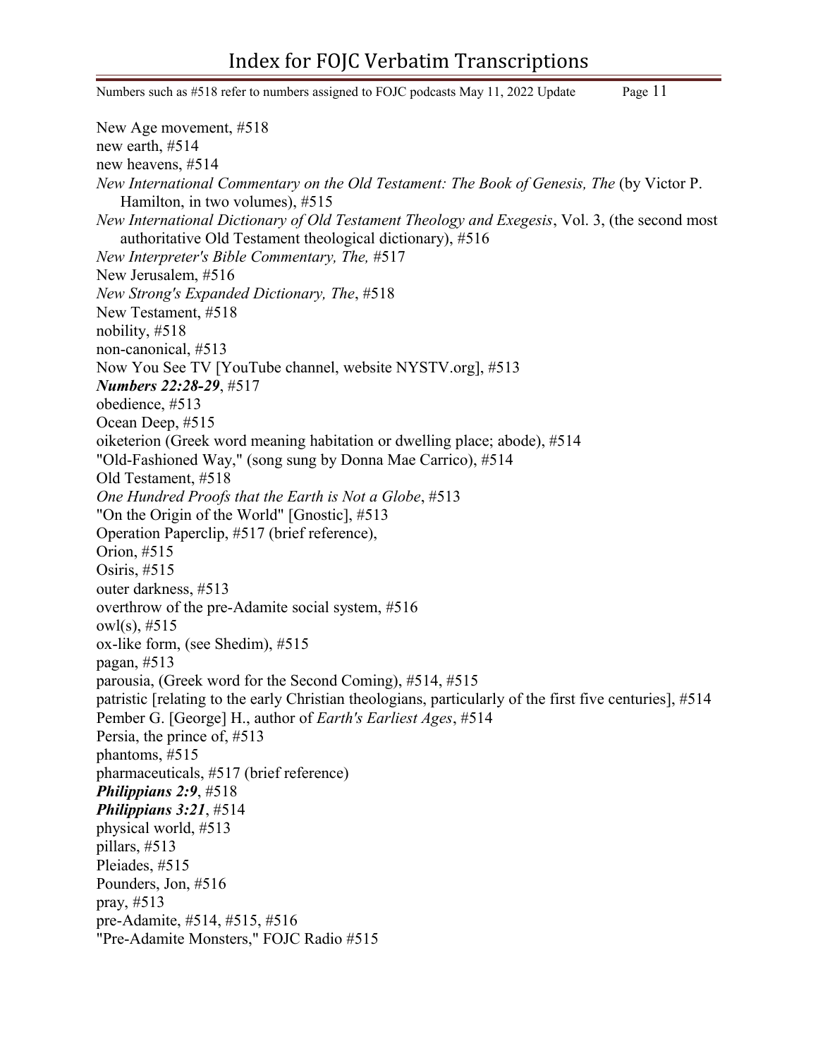New Age movement, #518
new earth, #514
new heavens, #514
*New International Commentary on the Old Testament: The Book of Genesis, The* (by Victor P. Hamilton, in two volumes), #515
*New International Dictionary of Old Testament Theology and Exegesis*, Vol. 3, (the second most authoritative Old Testament theological dictionary), #516
*New Interpreter's Bible Commentary, The,* #517
New Jerusalem, #516
*New Strong's Expanded Dictionary, The*, #518
New Testament, #518
nobility, #518
non-canonical, #513
Now You See TV [YouTube channel, website NYSTV.org], #513
***Numbers 22:28-29***, #517
obedience, #513
Ocean Deep, #515
oiketerion (Greek word meaning habitation or dwelling place; abode), #514
"Old-Fashioned Way," (song sung by Donna Mae Carrico), #514
Old Testament, #518
*One Hundred Proofs that the Earth is Not a Globe*, #513
"On the Origin of the World" [Gnostic], #513
Operation Paperclip, #517 (brief reference),
Orion, #515
Osiris, #515
outer darkness, #513
overthrow of the pre-Adamite social system, #516
owl(s), #515
ox-like form, (see Shedim), #515
pagan, #513
parousia, (Greek word for the Second Coming), #514, #515
patristic [relating to the early Christian theologians, particularly of the first five centuries], #514
Pember G. [George] H., author of *Earth's Earliest Ages*, #514
Persia, the prince of, #513
phantoms, #515
pharmaceuticals, #517 (brief reference)
***Philippians 2:9***, #518
***Philippians 3:21***, #514
physical world, #513
pillars, #513
Pleiades, #515
Pounders, Jon, #516
pray, #513
pre-Adamite, #514, #515, #516
"Pre-Adamite Monsters," FOJC Radio #515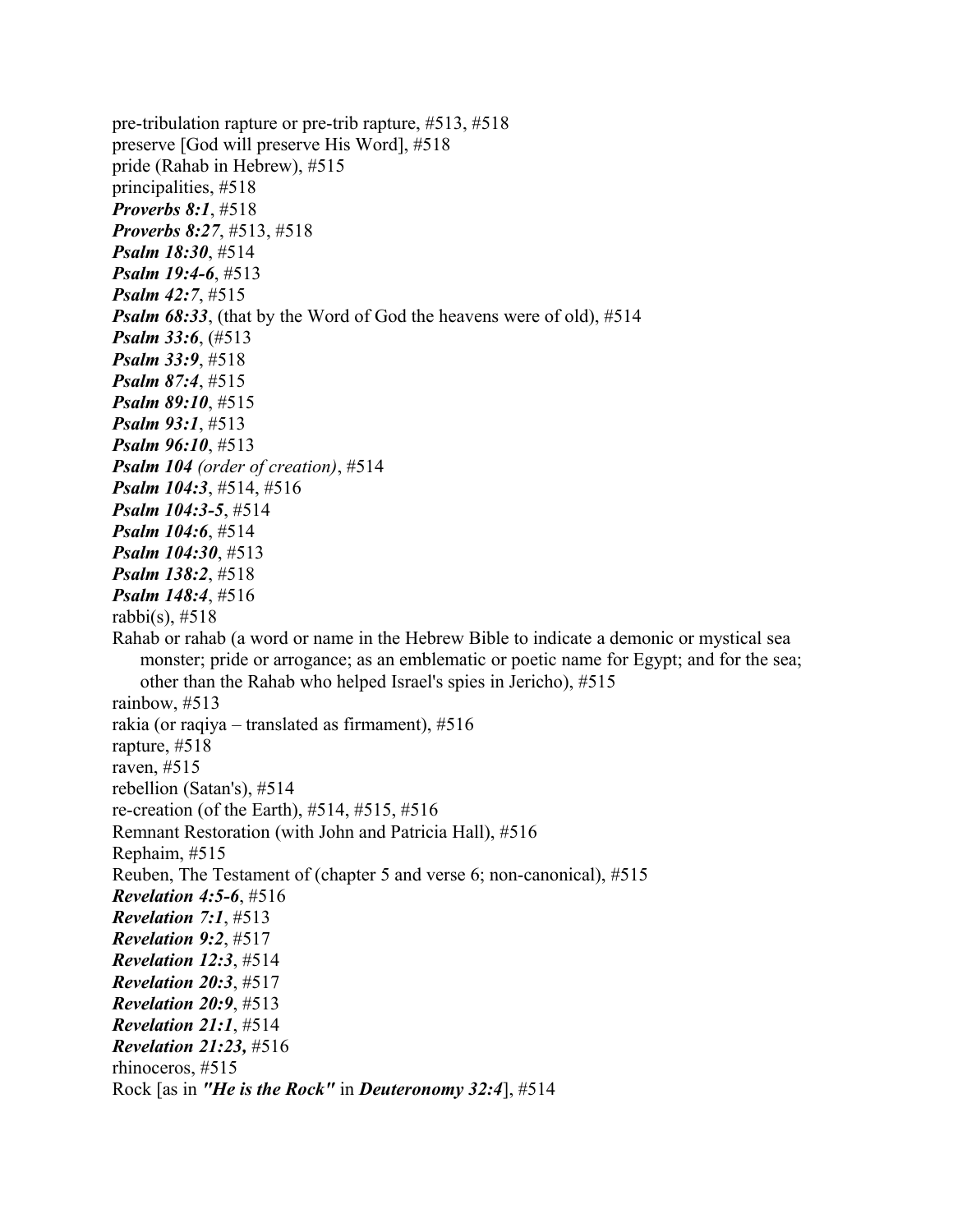pre-tribulation rapture or pre-trib rapture, #513, #518  
preserve [God will preserve His Word], #518  
pride (Rahab in Hebrew), #515  
principalities, #518  
***Proverbs 8:1***, #518  
***Proverbs 8:27***, #513, #518  
***Psalm 18:30***, #514  
***Psalm 19:4-6***, #513  
***Psalm 42:7***, #515  
***Psalm 68:33***, (that by the Word of God the heavens were of old), #514  
***Psalm 33:6***, (#513  
***Psalm 33:9***, #518  
***Psalm 87:4***, #515  
***Psalm 89:10***, #515  
***Psalm 93:1***, #513  
***Psalm 96:10***, #513  
***Psalm 104*** *(order of creation)*, #514  
***Psalm 104:3***, #514, #516  
***Psalm 104:3-5***, #514  
***Psalm 104:6***, #514  
***Psalm 104:30***, #513  
***Psalm 138:2***, #518  
***Psalm 148:4***, #516  
rabbi(s), #518  
Rahab or rahab (a word or name in the Hebrew Bible to indicate a demonic or mystical sea monster; pride or arrogance; as an emblematic or poetic name for Egypt; and for the sea; other than the Rahab who helped Israel's spies in Jericho), #515  
rainbow, #513  
rakia (or raqiya – translated as firmament), #516  
rapture, #518  
raven, #515  
rebellion (Satan's), #514  
re-creation (of the Earth), #514, #515, #516  
Remnant Restoration (with John and Patricia Hall), #516  
Rephaim, #515  
Reuben, The Testament of (chapter 5 and verse 6; non-canonical), #515  
***Revelation 4:5-6***, #516  
***Revelation 7:1***, #513  
***Revelation 9:2***, #517  
***Revelation 12:3***, #514  
***Revelation 20:3***, #517  
***Revelation 20:9***, #513  
***Revelation 21:1***, #514  
***Revelation 21:23,*** #516  
rhinoceros, #515  
Rock [as in ***"He is the Rock"*** in ***Deuteronomy 32:4***], #514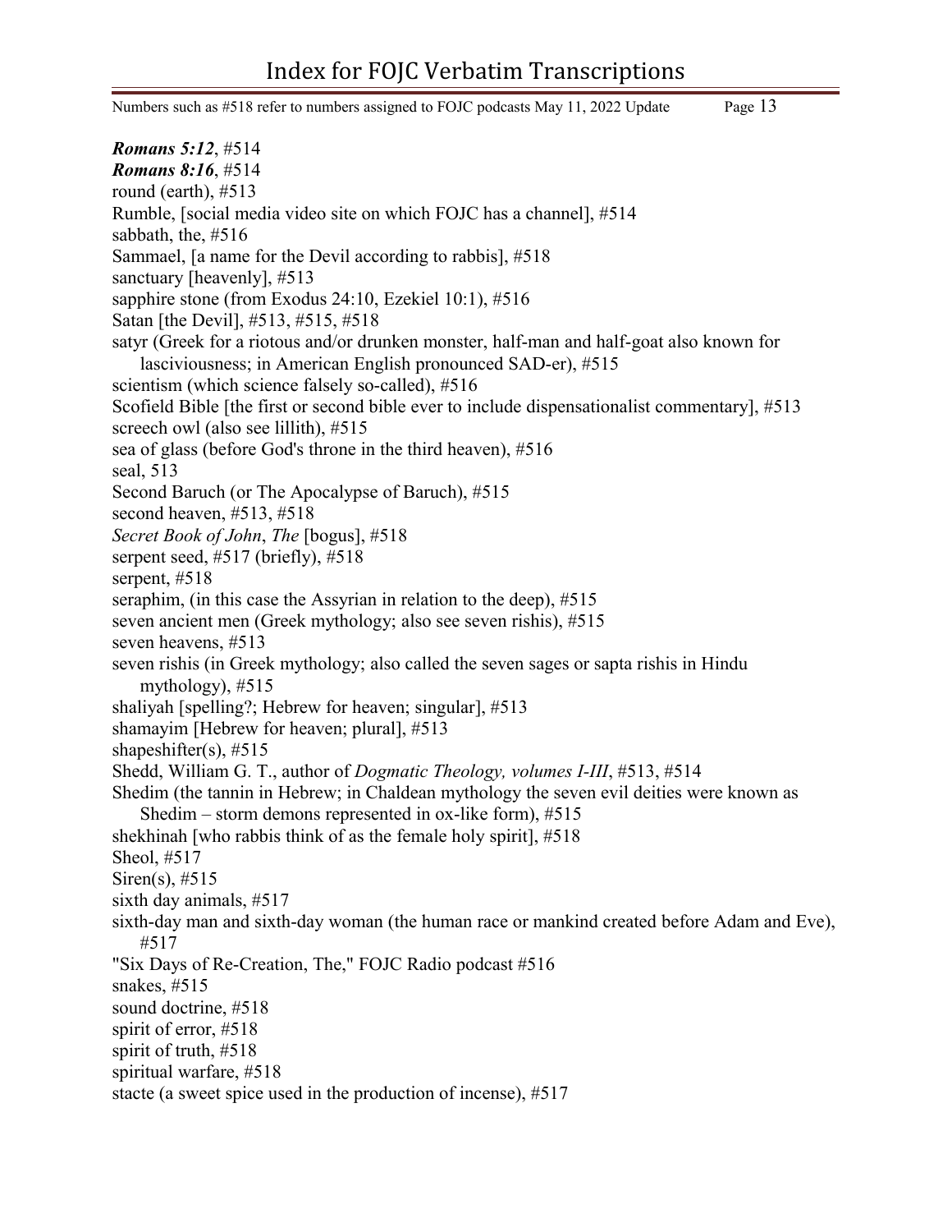***Romans 5:12***, #514
***Romans 8:16***, #514
round (earth), #513
Rumble, [social media video site on which FOJC has a channel], #514
sabbath, the, #516
Sammael, [a name for the Devil according to rabbis], #518
sanctuary [heavenly], #513
sapphire stone (from Exodus 24:10, Ezekiel 10:1), #516
Satan [the Devil], #513, #515, #518
satyr (Greek for a riotous and/or drunken monster, half-man and half-goat also known for lasciviousness; in American English pronounced SAD-er), #515
scientism (which science falsely so-called), #516
Scofield Bible [the first or second bible ever to include dispensationalist commentary], #513
screech owl (also see lillith), #515
sea of glass (before God's throne in the third heaven), #516
seal, 513
Second Baruch (or The Apocalypse of Baruch), #515
second heaven, #513, #518
*Secret Book of John*, *The* [bogus], #518
serpent seed, #517 (briefly), #518
serpent, #518
seraphim, (in this case the Assyrian in relation to the deep), #515
seven ancient men (Greek mythology; also see seven rishis), #515
seven heavens, #513
seven rishis (in Greek mythology; also called the seven sages or sapta rishis in Hindu mythology), #515
shaliyah [spelling?; Hebrew for heaven; singular], #513
shamayim [Hebrew for heaven; plural], #513
shapeshifter(s), #515
Shedd, William G. T., author of *Dogmatic Theology, volumes I-III*, #513, #514
Shedim (the tannin in Hebrew; in Chaldean mythology the seven evil deities were known as Shedim – storm demons represented in ox-like form), #515
shekhinah [who rabbis think of as the female holy spirit], #518
Sheol, #517
Siren(s), #515
sixth day animals, #517
sixth-day man and sixth-day woman (the human race or mankind created before Adam and Eve), #517
"Six Days of Re-Creation, The," FOJC Radio podcast #516
snakes, #515
sound doctrine, #518
spirit of error, #518
spirit of truth, #518
spiritual warfare, #518
stacte (a sweet spice used in the production of incense), #517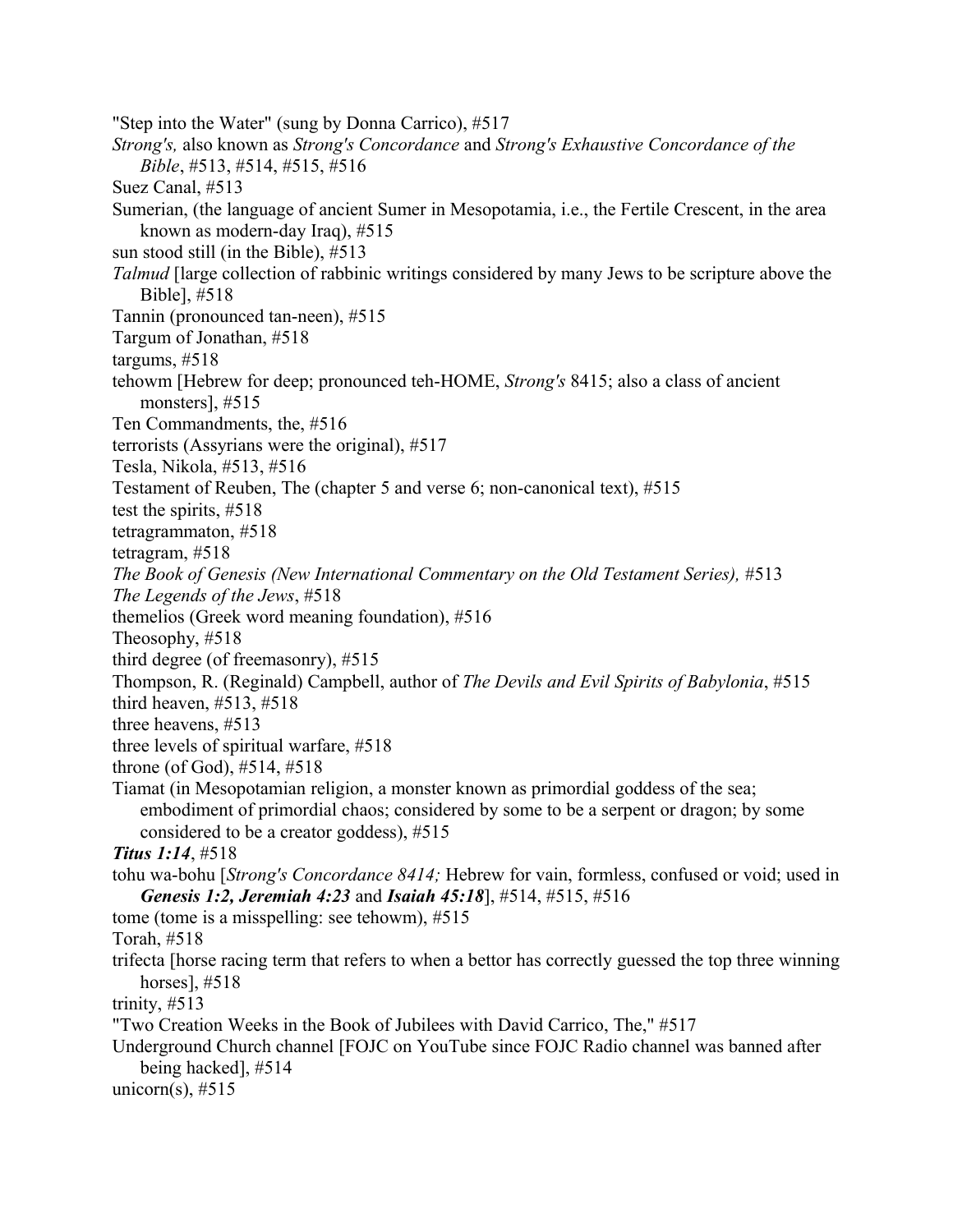"Step into the Water" (sung by Donna Carrico), #517

*Strong's,* also known as *Strong's Concordance* and *Strong's Exhaustive Concordance of the Bible*, #513, #514, #515, #516

Suez Canal, #513

Sumerian, (the language of ancient Sumer in Mesopotamia, i.e., the Fertile Crescent, in the area known as modern-day Iraq), #515

sun stood still (in the Bible), #513

*Talmud* [large collection of rabbinic writings considered by many Jews to be scripture above the Bible], #518

Tannin (pronounced tan-neen), #515

Targum of Jonathan, #518

targums, #518

tehowm [Hebrew for deep; pronounced teh-HOME, *Strong's* 8415; also a class of ancient monsters], #515

Ten Commandments, the, #516

terrorists (Assyrians were the original), #517

Tesla, Nikola, #513, #516

Testament of Reuben, The (chapter 5 and verse 6; non-canonical text), #515

test the spirits, #518

tetragrammaton, #518

tetragram, #518

*The Book of Genesis (New International Commentary on the Old Testament Series),* #513

*The Legends of the Jews*, #518

themelios (Greek word meaning foundation), #516

Theosophy, #518

third degree (of freemasonry), #515

Thompson, R. (Reginald) Campbell, author of *The Devils and Evil Spirits of Babylonia*, #515

third heaven, #513, #518

three heavens, #513

three levels of spiritual warfare, #518

throne (of God), #514, #518

Tiamat (in Mesopotamian religion, a monster known as primordial goddess of the sea; embodiment of primordial chaos; considered by some to be a serpent or dragon; by some considered to be a creator goddess), #515

***Titus 1:14***, #518

tohu wa-bohu [*Strong's Concordance 8414;* Hebrew for vain, formless, confused or void; used in ***Genesis 1:2, Jeremiah 4:23*** and ***Isaiah 45:18***], #514, #515, #516

tome (tome is a misspelling: see tehowm), #515

Torah, #518

trifecta [horse racing term that refers to when a bettor has correctly guessed the top three winning horses], #518

trinity, #513

"Two Creation Weeks in the Book of Jubilees with David Carrico, The," #517

Underground Church channel [FOJC on YouTube since FOJC Radio channel was banned after being hacked], #514

unicorn(s), #515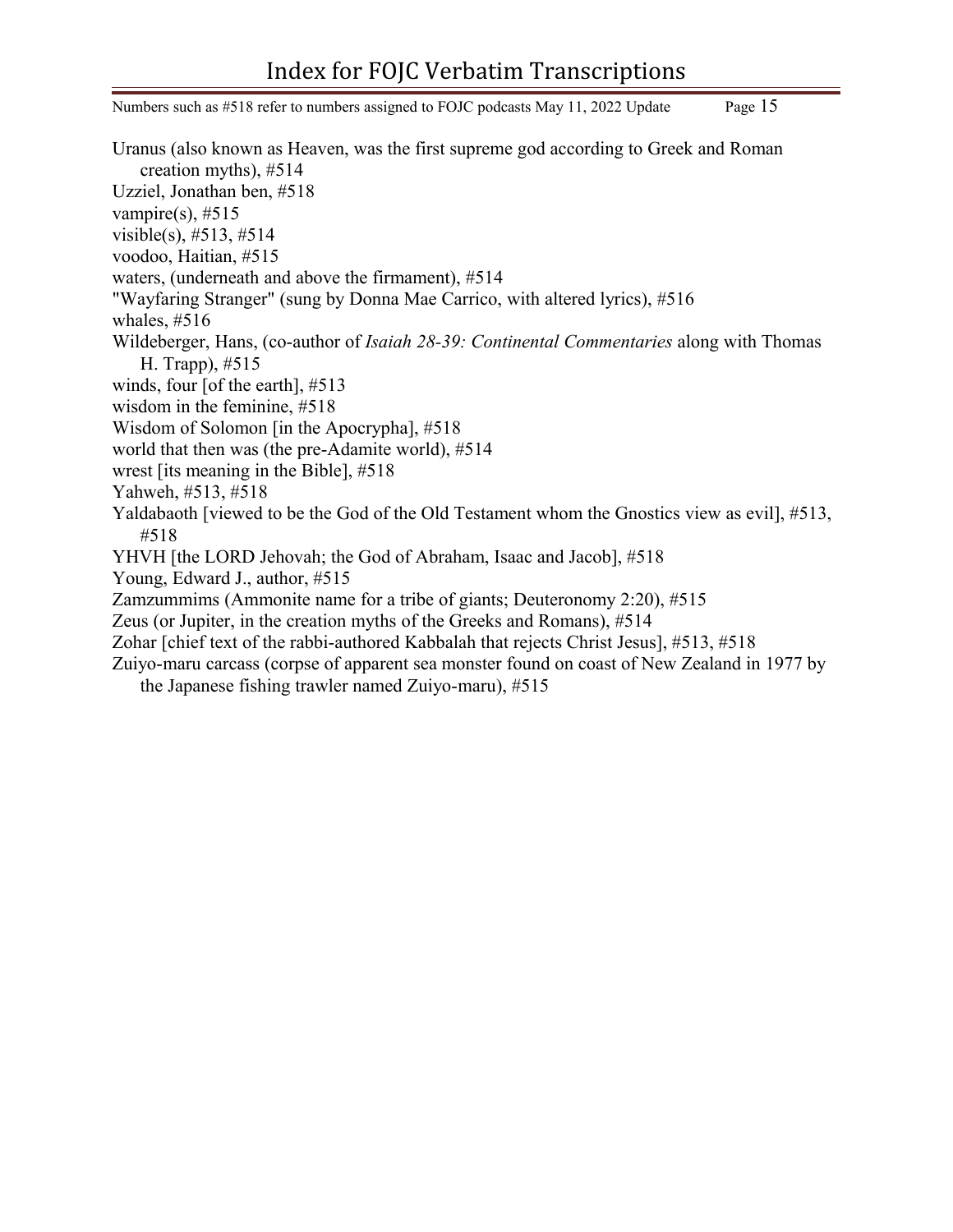Uranus (also known as Heaven, was the first supreme god according to Greek and Roman creation myths), #514

Uzziel, Jonathan ben, #518

vampire(s), #515

visible(s), #513, #514

voodoo, Haitian, #515

waters, (underneath and above the firmament), #514

"Wayfaring Stranger" (sung by Donna Mae Carrico, with altered lyrics), #516

whales, #516

Wildeberger, Hans, (co-author of *Isaiah 28-39: Continental Commentaries* along with Thomas H. Trapp), #515

winds, four [of the earth], #513

wisdom in the feminine, #518

Wisdom of Solomon [in the Apocrypha], #518

world that then was (the pre-Adamite world), #514

wrest [its meaning in the Bible], #518

Yahweh, #513, #518

Yaldabaoth [viewed to be the God of the Old Testament whom the Gnostics view as evil], #513, #518

YHVH [the LORD Jehovah; the God of Abraham, Isaac and Jacob], #518

Young, Edward J., author, #515

Zamzummims (Ammonite name for a tribe of giants; Deuteronomy 2:20), #515

Zeus (or Jupiter, in the creation myths of the Greeks and Romans), #514

Zohar [chief text of the rabbi-authored Kabbalah that rejects Christ Jesus], #513, #518

Zuiyo-maru carcass (corpse of apparent sea monster found on coast of New Zealand in 1977 by the Japanese fishing trawler named Zuiyo-maru), #515